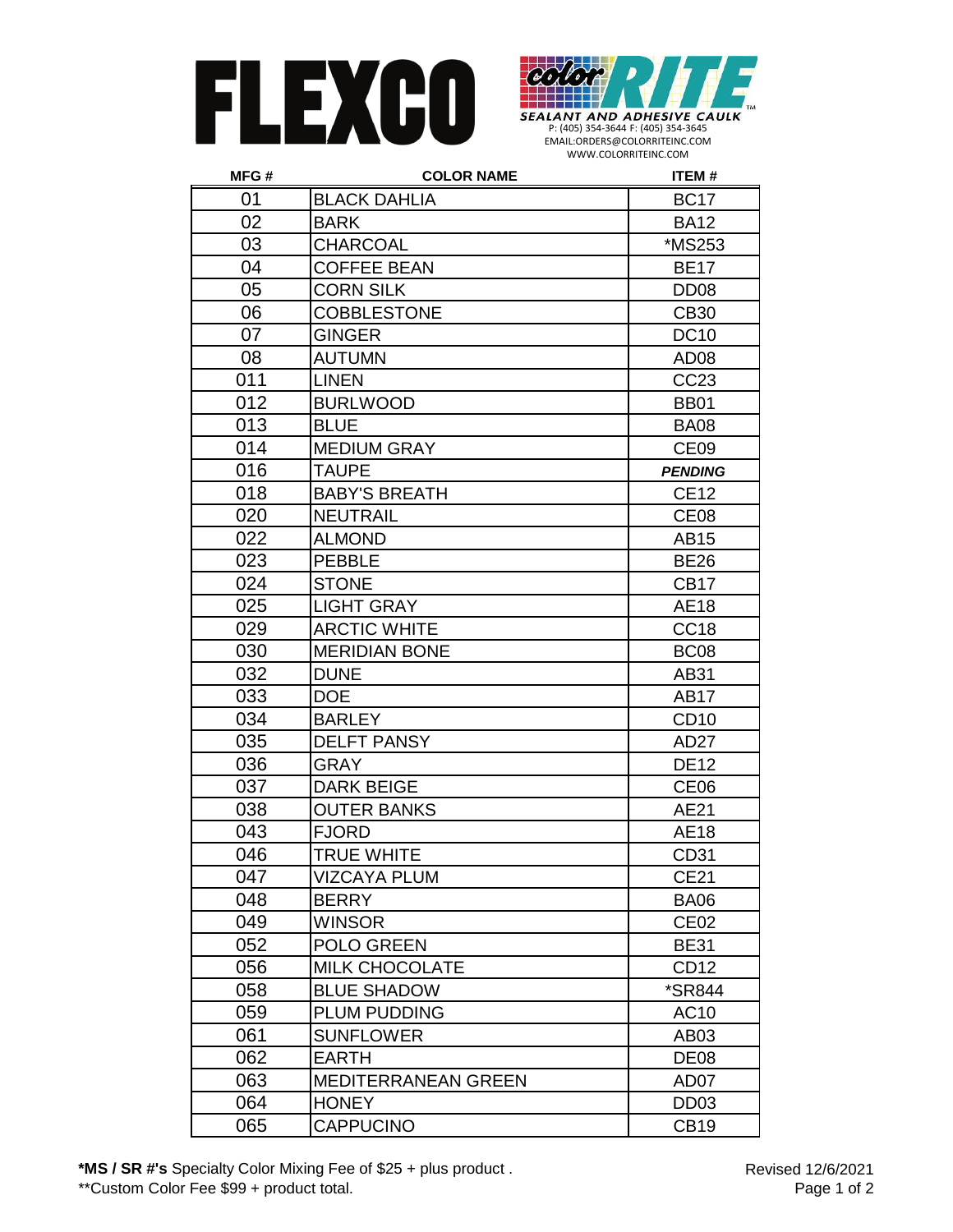FLEXCO

color RITE™
SEALANT AND ADHESIVE CAULK
P: (405) 354-3644 F: (405) 354-3645
EMAIL:ORDERS@COLORRITEINC.COM
WWW.COLORRITEINC.COM

| MFG # | COLOR NAME | ITEM # |
|---|---|---|
| 01 | BLACK DAHLIA | BC17 |
| 02 | BARK | BA12 |
| 03 | CHARCOAL | *MS253 |
| 04 | COFFEE BEAN | BE17 |
| 05 | CORN SILK | DD08 |
| 06 | COBBLESTONE | CB30 |
| 07 | GINGER | DC10 |
| 08 | AUTUMN | AD08 |
| 011 | LINEN | CC23 |
| 012 | BURLWOOD | BB01 |
| 013 | BLUE | BA08 |
| 014 | MEDIUM GRAY | CE09 |
| 016 | TAUPE | ***PENDING*** |
| 018 | BABY'S BREATH | CE12 |
| 020 | NEUTRAIL | CE08 |
| 022 | ALMOND | AB15 |
| 023 | PEBBLE | BE26 |
| 024 | STONE | CB17 |
| 025 | LIGHT GRAY | AE18 |
| 029 | ARCTIC WHITE | CC18 |
| 030 | MERIDIAN BONE | BC08 |
| 032 | DUNE | AB31 |
| 033 | DOE | AB17 |
| 034 | BARLEY | CD10 |
| 035 | DELFT PANSY | AD27 |
| 036 | GRAY | DE12 |
| 037 | DARK BEIGE | CE06 |
| 038 | OUTER BANKS | AE21 |
| 043 | FJORD | AE18 |
| 046 | TRUE WHITE | CD31 |
| 047 | VIZCAYA PLUM | CE21 |
| 048 | BERRY | BA06 |
| 049 | WINSOR | CE02 |
| 052 | POLO GREEN | BE31 |
| 056 | MILK CHOCOLATE | CD12 |
| 058 | BLUE SHADOW | *SR844 |
| 059 | PLUM PUDDING | AC10 |
| 061 | SUNFLOWER | AB03 |
| 062 | EARTH | DE08 |
| 063 | MEDITERRANEAN GREEN | AD07 |
| 064 | HONEY | DD03 |
| 065 | CAPPUCINO | CB19 |

**\*MS / SR #'s** Specialty Color Mixing Fee of $25 + plus product .
**Custom Color Fee $99 + product total.

Revised 12/6/2021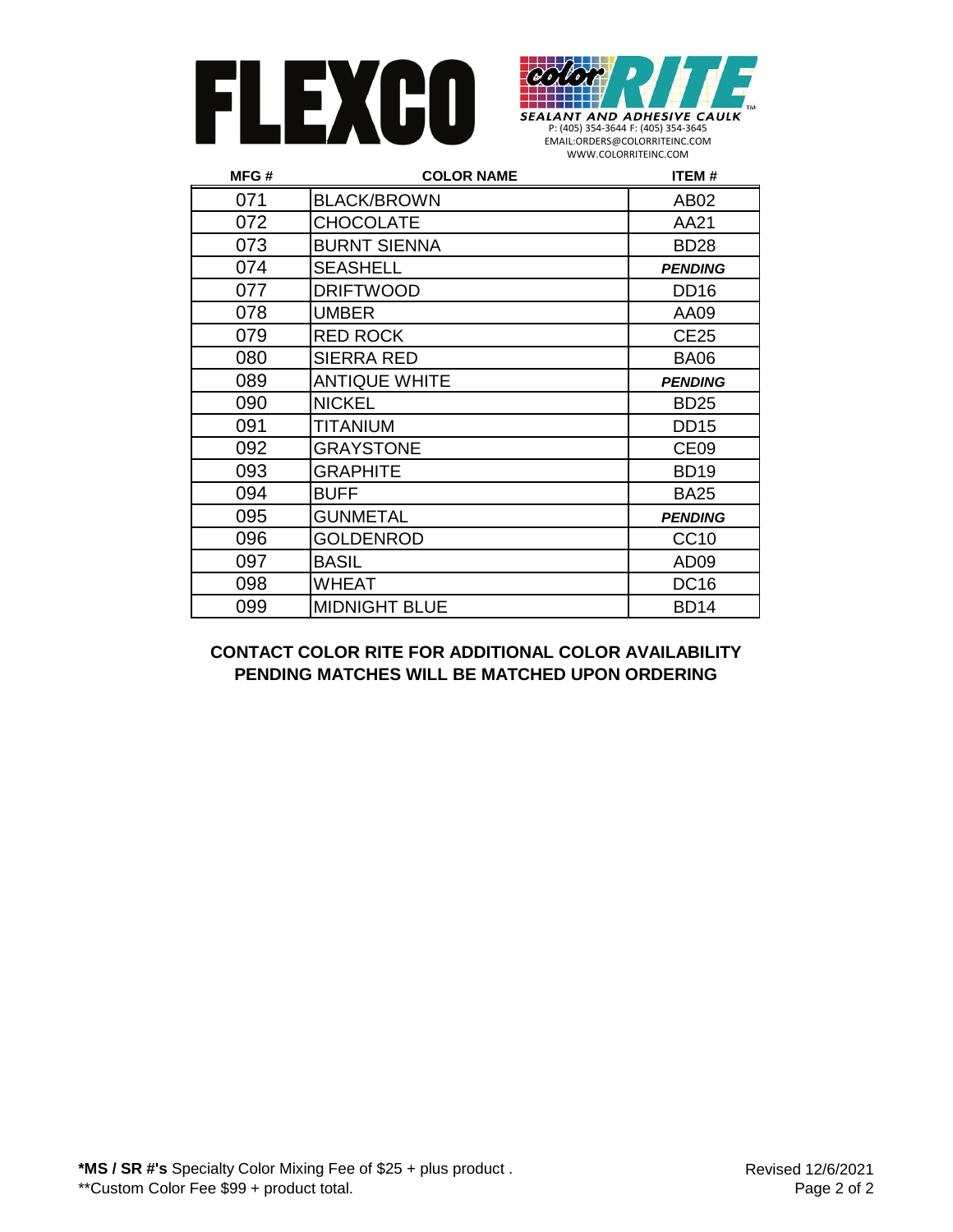**FLEXCO**

**color RITE**
SEALANT AND ADHESIVE CAULK
P: (405) 354-3644 F: (405) 354-3645
EMAIL:ORDERS@COLORRITEINC.COM
WWW.COLORRITEINC.COM

| MFG # | COLOR NAME | ITEM # |
|---|---|---|
| 071 | BLACK/BROWN | AB02 |
| 072 | CHOCOLATE | AA21 |
| 073 | BURNT SIENNA | BD28 |
| 074 | SEASHELL | ***PENDING*** |
| 077 | DRIFTWOOD | DD16 |
| 078 | UMBER | AA09 |
| 079 | RED ROCK | CE25 |
| 080 | SIERRA RED | BA06 |
| 089 | ANTIQUE WHITE | ***PENDING*** |
| 090 | NICKEL | BD25 |
| 091 | TITANIUM | DD15 |
| 092 | GRAYSTONE | CE09 |
| 093 | GRAPHITE | BD19 |
| 094 | BUFF | BA25 |
| 095 | GUNMETAL | ***PENDING*** |
| 096 | GOLDENROD | CC10 |
| 097 | BASIL | AD09 |
| 098 | WHEAT | DC16 |
| 099 | MIDNIGHT BLUE | BD14 |

**CONTACT COLOR RITE FOR ADDITIONAL COLOR AVAILABILITY**
**PENDING MATCHES WILL BE MATCHED UPON ORDERING**

***MS / SR #'s** Specialty Color Mixing Fee of $25 + plus product .
**Custom Color Fee $99 + product total.

Revised 12/6/2021